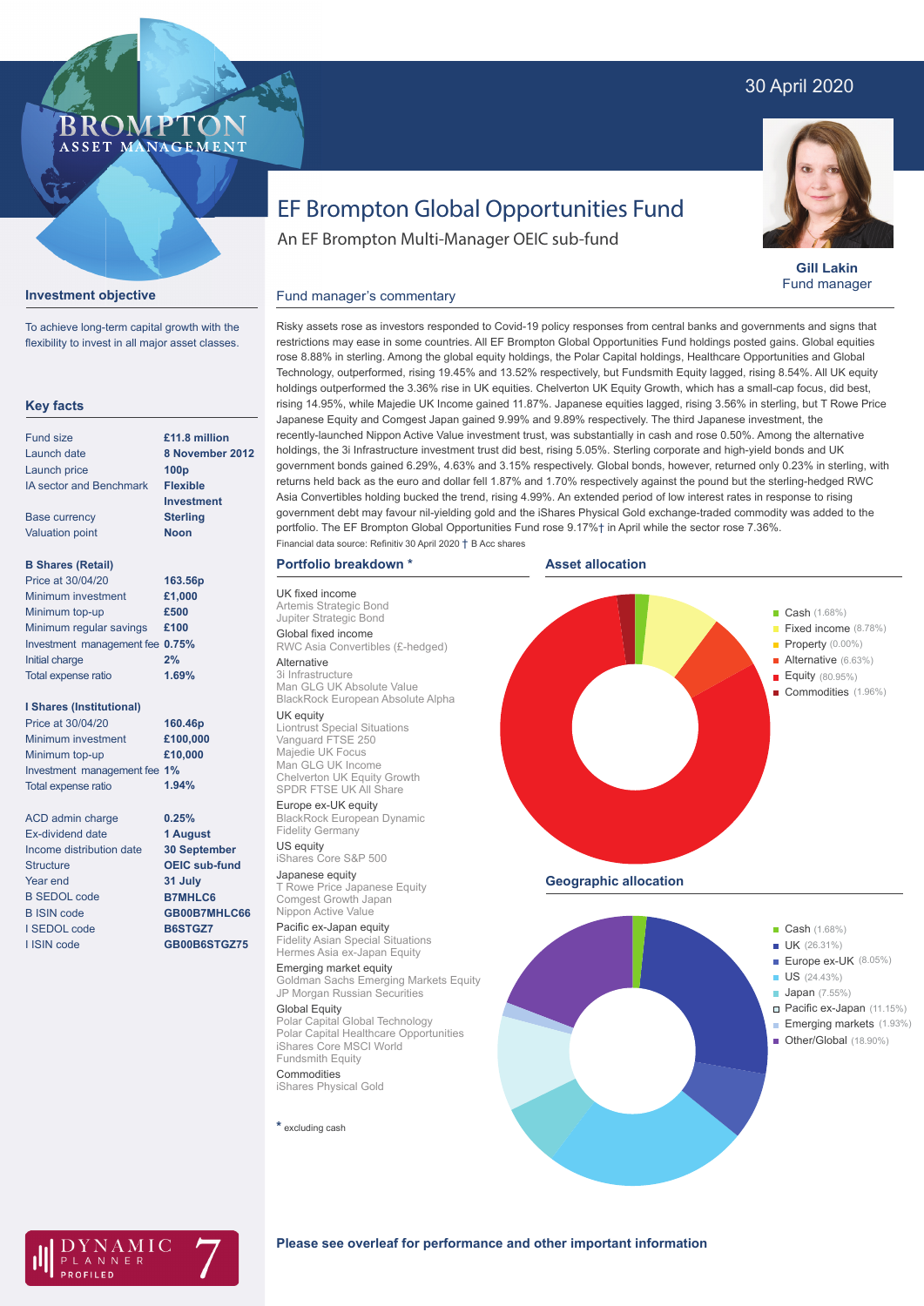30 April 2020

# EF Brompton Global Opportunities Fund

An EF Brompton Multi-Manager OEIC sub-fund

**Gill Lakin**
Fund manager

## Investment objective

To achieve long-term capital growth with the flexibility to invest in all major asset classes.

## Key facts

| | |
|---|---|
| Fund size | **£11.8 million** |
| Launch date | **8 November 2012** |
| Launch price | **100p** |
| IA sector and Benchmark | **Flexible Investment** |
| Base currency | **Sterling** |
| Valuation point | **Noon** |

**B Shares (Retail)**

| | |
|---|---|
| Price at 30/04/20 | **163.56p** |
| Minimum investment | **£1,000** |
| Minimum top-up | **£500** |
| Minimum regular savings | **£100** |
| Investment management fee | **0.75%** |
| Initial charge | **2%** |
| Total expense ratio | **1.69%** |

**I Shares (Institutional)**

| | |
|---|---|
| Price at 30/04/20 | **160.46p** |
| Minimum investment | **£100,000** |
| Minimum top-up | **£10,000** |
| Investment management fee | **1%** |
| Total expense ratio | **1.94%** |

| | |
|---|---|
| ACD admin charge | **0.25%** |
| Ex-dividend date | **1 August** |
| Income distribution date | **30 September** |
| Structure | **OEIC sub-fund** |
| Year end | **31 July** |
| B SEDOL code | **B7MHLC6** |
| B ISIN code | **GB00B7MHLC66** |
| I SEDOL code | **B6STGZ7** |
| I ISIN code | **GB00B6STGZ75** |

## Fund manager's commentary

Risky assets rose as investors responded to Covid-19 policy responses from central banks and governments and signs that restrictions may ease in some countries. All EF Brompton Global Opportunities Fund holdings posted gains. Global equities rose 8.88% in sterling. Among the global equity holdings, the Polar Capital holdings, Healthcare Opportunities and Global Technology, outperformed, rising 19.45% and 13.52% respectively, but Fundsmith Equity lagged, rising 8.54%. All UK equity holdings outperformed the 3.36% rise in UK equities. Chelverton UK Equity Growth, which has a small-cap focus, did best, rising 14.95%, while Majedie UK Income gained 11.87%. Japanese equities lagged, rising 3.56% in sterling, but T Rowe Price Japanese Equity and Comgest Japan gained 9.99% and 9.89% respectively. The third Japanese investment, the recently-launched Nippon Active Value investment trust, was substantially in cash and rose 0.50%. Among the alternative holdings, the 3i Infrastructure investment trust did best, rising 5.05%. Sterling corporate and high-yield bonds and UK government bonds gained 6.29%, 4.63% and 3.15% respectively. Global bonds, however, returned only 0.23% in sterling, with returns held back as the euro and dollar fell 1.87% and 1.70% respectively against the pound but the sterling-hedged RWC Asia Convertibles holding bucked the trend, rising 4.99%. An extended period of low interest rates in response to rising government debt may favour nil-yielding gold and the iShares Physical Gold exchange-traded commodity was added to the portfolio. The EF Brompton Global Opportunities Fund rose 9.17%† in April while the sector rose 7.36%.

Financial data source: Refinitiv 30 April 2020 † B Acc shares

## Portfolio breakdown *

**UK fixed income**
- Artemis Strategic Bond
- Jupiter Strategic Bond

**Global fixed income**
- RWC Asia Convertibles (£-hedged)

**Alternative**
- 3i Infrastructure
- Man GLG UK Absolute Value
- BlackRock European Absolute Alpha

**UK equity**
- Liontrust Special Situations
- Vanguard FTSE 250
- Majedie UK Focus
- Man GLG UK Income
- Chelverton UK Equity Growth
- SPDR FTSE UK All Share

**Europe ex-UK equity**
- BlackRock European Dynamic
- Fidelity Germany

**US equity**
- iShares Core S&P 500

**Japanese equity**
- T Rowe Price Japanese Equity
- Comgest Growth Japan
- Nippon Active Value

**Pacific ex-Japan equity**
- Fidelity Asian Special Situations
- Hermes Asia ex-Japan Equity

**Emerging market equity**
- Goldman Sachs Emerging Markets Equity
- JP Morgan Russian Securities

**Global Equity**
- Polar Capital Global Technology
- Polar Capital Healthcare Opportunities
- iShares Core MSCI World
- Fundsmith Equity

**Commodities**
- iShares Physical Gold

\* excluding cash

## Asset allocation

- Cash (1.68%)
- Fixed income (8.78%)
- Property (0.00%)
- Alternative (6.63%)
- Equity (80.95%)
- Commodities (1.96%)

## Geographic allocation

- Cash (1.68%)
- UK (26.31%)
- Europe ex-UK (8.05%)
- US (24.43%)
- Japan (7.55%)
- Pacific ex-Japan (11.15%)
- Emerging markets (1.93%)
- Other/Global (18.90%)

**Please see overleaf for performance and other important information**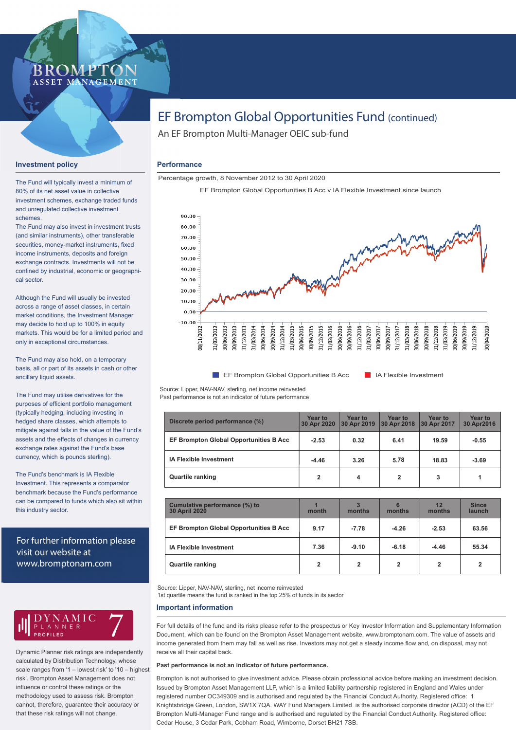BROMPTON
ASSET MANAGEMENT

# EF Brompton Global Opportunities Fund (continued)

An EF Brompton Multi-Manager OEIC sub-fund

## Investment policy

The Fund will typically invest a minimum of 80% of its net asset value in collective investment schemes, exchange traded funds and unregulated collective investment schemes.

The Fund may also invest in investment trusts (and similar instruments), other transferable securities, money-market instruments, fixed income instruments, deposits and foreign exchange contracts. Investments will not be confined by industrial, economic or geographical sector.

Although the Fund will usually be invested across a range of asset classes, in certain market conditions, the Investment Manager may decide to hold up to 100% in equity markets. This would be for a limited period and only in exceptional circumstances.

The Fund may also hold, on a temporary basis, all or part of its assets in cash or other ancillary liquid assets.

The Fund may utilise derivatives for the purposes of efficient portfolio management (typically hedging, including investing in hedged share classes, which attempts to mitigate against falls in the value of the Fund's assets and the effects of changes in currency exchange rates against the Fund's base currency, which is pounds sterling).

The Fund's benchmark is IA Flexible Investment. This represents a comparator benchmark because the Fund's performance can be compared to funds which also sit within this industry sector.

For further information please visit our website at www.bromptonam.com

DYNAMIC PLANNER PROFILED 7

Dynamic Planner risk ratings are independently calculated by Distribution Technology, whose scale ranges from '1 – lowest risk' to '10 – highest risk'. Brompton Asset Management does not influence or control these ratings or the methodology used to assess risk. Brompton cannot, therefore, guarantee their accuracy or that these risk ratings will not change.

## Performance

Percentage growth, 8 November 2012 to 30 April 2020

EF Brompton Global Opportunities B Acc v IA Flexible Investment since launch

90.00
80.00
70.00
60.00
50.00
40.00
30.00
20.00
10.00
0.00
-10.00

08/11/2012
31/03/2013
30/06/2013
30/09/2013
31/12/2013
31/03/2014
30/06/2014
30/09/2014
31/12/2014
31/03/2015
30/06/2015
30/09/2015
31/12/2015
31/03/2016
30/06/2016
30/09/2016
31/12/2016
31/03/2017
30/06/2017
30/09/2017
31/12/2017
31/03/2018
30/06/2018
30/09/2018
31/12/2018
31/03/2019
30/06/2019
30/09/2019
31/12/2019
30/04/2020

EF Brompton Global Opportunities B Acc
IA Flexible Investment

Source: Lipper, NAV-NAV, sterling, net income reinvested
Past performance is not an indicator of future performance

| Discrete period performance (%) | Year to 30 Apr 2020 | Year to 30 Apr 2019 | Year to 30 Apr 2018 | Year to 30 Apr 2017 | Year to 30 Apr2016 |
|---|---|---|---|---|---|
| EF Brompton Global Opportunities B Acc | -2.53 | 0.32 | 6.41 | 19.59 | -0.55 |
| IA Flexible Investment | -4.46 | 3.26 | 5.78 | 18.83 | -3.69 |
| Quartile ranking | 2 | 4 | 2 | 3 | 1 |

| Cumulative performance (%) to 30 April 2020 | 1 month | 3 months | 6 months | 12 months | Since launch |
|---|---|---|---|---|---|
| EF Brompton Global Opportunities B Acc | 9.17 | -7.78 | -4.26 | -2.53 | 63.56 |
| IA Flexible Investment | 7.36 | -9.10 | -6.18 | -4.46 | 55.34 |
| Quartile ranking | 2 | 2 | 2 | 2 | 2 |

Source: Lipper, NAV-NAV, sterling, net income reinvested
1st quartile means the fund is ranked in the top 25% of funds in its sector

## Important information

For full details of the fund and its risks please refer to the prospectus or Key Investor Information and Supplementary Information Document, which can be found on the Brompton Asset Management website, www.bromptonam.com. The value of assets and income generated from them may fall as well as rise. Investors may not get a steady income flow and, on disposal, may not receive all their capital back.

**Past performance is not an indicator of future performance.**

Brompton is not authorised to give investment advice. Please obtain professional advice before making an investment decision. Issued by Brompton Asset Management LLP, which is a limited liability partnership registered in England and Wales under registered number OC349309 and is authorised and regulated by the Financial Conduct Authority. Registered office: 1 Knightsbridge Green, London, SW1X 7QA. WAY Fund Managers Limited is the authorised corporate director (ACD) of the EF Brompton Multi-Manager Fund range and is authorised and regulated by the Financial Conduct Authority. Registered office: Cedar House, 3 Cedar Park, Cobham Road, Wimborne, Dorset BH21 7SB.